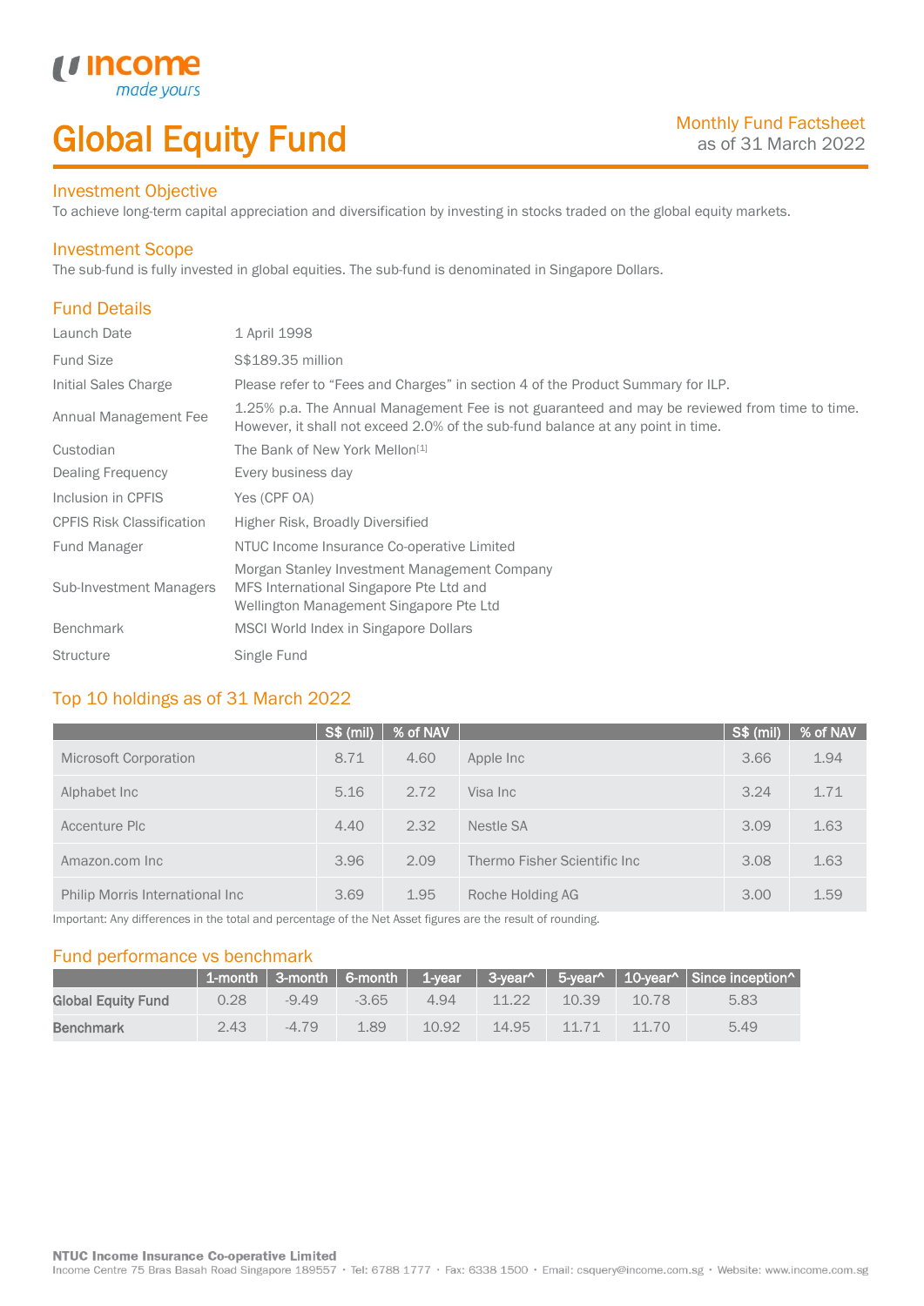income
*made yours*

# Global Equity Fund

Monthly Fund Factsheet
as of 31 March 2022

## Investment Objective

To achieve long-term capital appreciation and diversification by investing in stocks traded on the global equity markets.

## Investment Scope

The sub-fund is fully invested in global equities. The sub-fund is denominated in Singapore Dollars.

## Fund Details

| | |
|---|---|
| Launch Date | 1 April 1998 |
| Fund Size | S$189.35 million |
| Initial Sales Charge | Please refer to "Fees and Charges" in section 4 of the Product Summary for ILP. |
| Annual Management Fee | 1.25% p.a. The Annual Management Fee is not guaranteed and may be reviewed from time to time. However, it shall not exceed 2.0% of the sub-fund balance at any point in time. |
| Custodian | The Bank of New York Mellon[1] |
| Dealing Frequency | Every business day |
| Inclusion in CPFIS | Yes (CPF OA) |
| CPFIS Risk Classification | Higher Risk, Broadly Diversified |
| Fund Manager | NTUC Income Insurance Co-operative Limited |
| Sub-Investment Managers | Morgan Stanley Investment Management Company<br>MFS International Singapore Pte Ltd and<br>Wellington Management Singapore Pte Ltd |
| Benchmark | MSCI World Index in Singapore Dollars |
| Structure | Single Fund |

## Top 10 holdings as of 31 March 2022

| | S$ (mil) | % of NAV | | S$ (mil) | % of NAV |
|---|---|---|---|---|---|
| Microsoft Corporation | 8.71 | 4.60 | Apple Inc | 3.66 | 1.94 |
| Alphabet Inc | 5.16 | 2.72 | Visa Inc | 3.24 | 1.71 |
| Accenture Plc | 4.40 | 2.32 | Nestle SA | 3.09 | 1.63 |
| Amazon.com Inc | 3.96 | 2.09 | Thermo Fisher Scientific Inc | 3.08 | 1.63 |
| Philip Morris International Inc | 3.69 | 1.95 | Roche Holding AG | 3.00 | 1.59 |

Important: Any differences in the total and percentage of the Net Asset figures are the result of rounding.

## Fund performance vs benchmark

| | 1-month | 3-month | 6-month | 1-year | 3-year^ | 5-year^ | 10-year^ | Since inception^ |
|---|---|---|---|---|---|---|---|---|
| **Global Equity Fund** | 0.28 | -9.49 | -3.65 | 4.94 | 11.22 | 10.39 | 10.78 | 5.83 |
| **Benchmark** | 2.43 | -4.79 | 1.89 | 10.92 | 14.95 | 11.71 | 11.70 | 5.49 |

**NTUC Income Insurance Co-operative Limited**
Income Centre 75 Bras Basah Road Singapore 189557 • Tel: 6788 1777 • Fax: 6338 1500 • Email: csquery@income.com.sg • Website: www.income.com.sg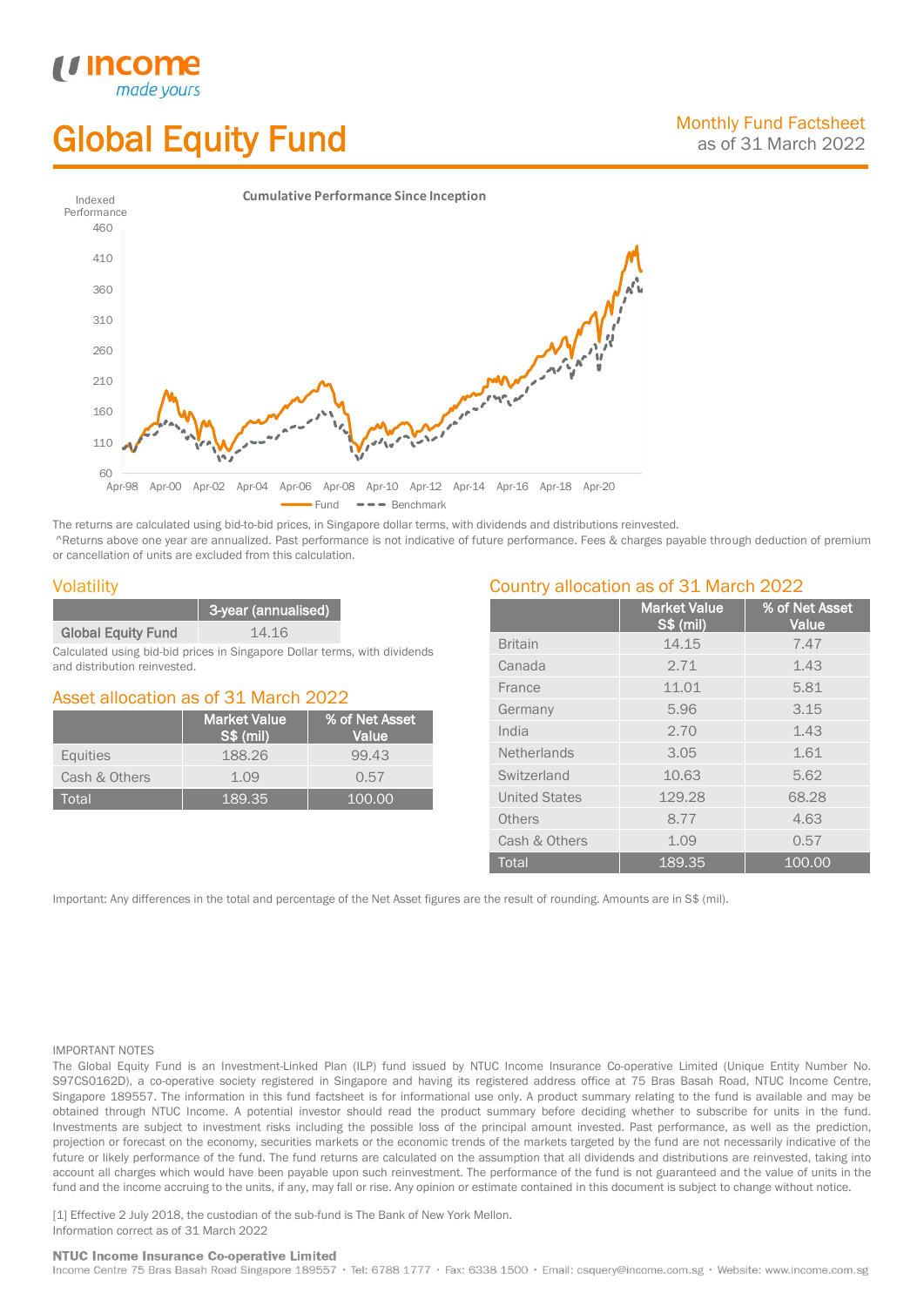# Global Equity Fund

Monthly Fund Factsheet
as of 31 March 2022

Cumulative Performance Since Inception

Indexed Performance

460
410
360
310
260
210
160
110
60

Apr-98 Apr-00 Apr-02 Apr-04 Apr-06 Apr-08 Apr-10 Apr-12 Apr-14 Apr-16 Apr-18 Apr-20

Fund — Benchmark

The returns are calculated using bid-to-bid prices, in Singapore dollar terms, with dividends and distributions reinvested.
^Returns above one year are annualized. Past performance is not indicative of future performance. Fees & charges payable through deduction of premium or cancellation of units are excluded from this calculation.

## Volatility

| | 3-year (annualised) |
|---|---|
| Global Equity Fund | 14.16 |

Calculated using bid-bid prices in Singapore Dollar terms, with dividends and distribution reinvested.

## Asset allocation as of 31 March 2022

| | Market Value S$ (mil) | % of Net Asset Value |
|---|---|---|
| Equities | 188.26 | 99.43 |
| Cash & Others | 1.09 | 0.57 |
| Total | 189.35 | 100.00 |

## Country allocation as of 31 March 2022

| | Market Value S$ (mil) | % of Net Asset Value |
|---|---|---|
| Britain | 14.15 | 7.47 |
| Canada | 2.71 | 1.43 |
| France | 11.01 | 5.81 |
| Germany | 5.96 | 3.15 |
| India | 2.70 | 1.43 |
| Netherlands | 3.05 | 1.61 |
| Switzerland | 10.63 | 5.62 |
| United States | 129.28 | 68.28 |
| Others | 8.77 | 4.63 |
| Cash & Others | 1.09 | 0.57 |
| Total | 189.35 | 100.00 |

Important: Any differences in the total and percentage of the Net Asset figures are the result of rounding. Amounts are in S$ (mil).

IMPORTANT NOTES

The Global Equity Fund is an Investment-Linked Plan (ILP) fund issued by NTUC Income Insurance Co-operative Limited (Unique Entity Number No. S97CS0162D), a co-operative society registered in Singapore and having its registered address office at 75 Bras Basah Road, NTUC Income Centre, Singapore 189557. The information in this fund factsheet is for informational use only. A product summary relating to the fund is available and may be obtained through NTUC Income. A potential investor should read the product summary before deciding whether to subscribe for units in the fund. Investments are subject to investment risks including the possible loss of the principal amount invested. Past performance, as well as the prediction, projection or forecast on the economy, securities markets or the economic trends of the markets targeted by the fund are not necessarily indicative of the future or likely performance of the fund. The fund returns are calculated on the assumption that all dividends and distributions are reinvested, taking into account all charges which would have been payable upon such reinvestment. The performance of the fund is not guaranteed and the value of units in the fund and the income accruing to the units, if any, may fall or rise. Any opinion or estimate contained in this document is subject to change without notice.

[1] Effective 2 July 2018, the custodian of the sub-fund is The Bank of New York Mellon.
Information correct as of 31 March 2022

**NTUC Income Insurance Co-operative Limited**
Income Centre 75 Bras Basah Road Singapore 189557 • Tel: 6788 1777 • Fax: 6338 1500 • Email: csquery@income.com.sg • Website: www.income.com.sg